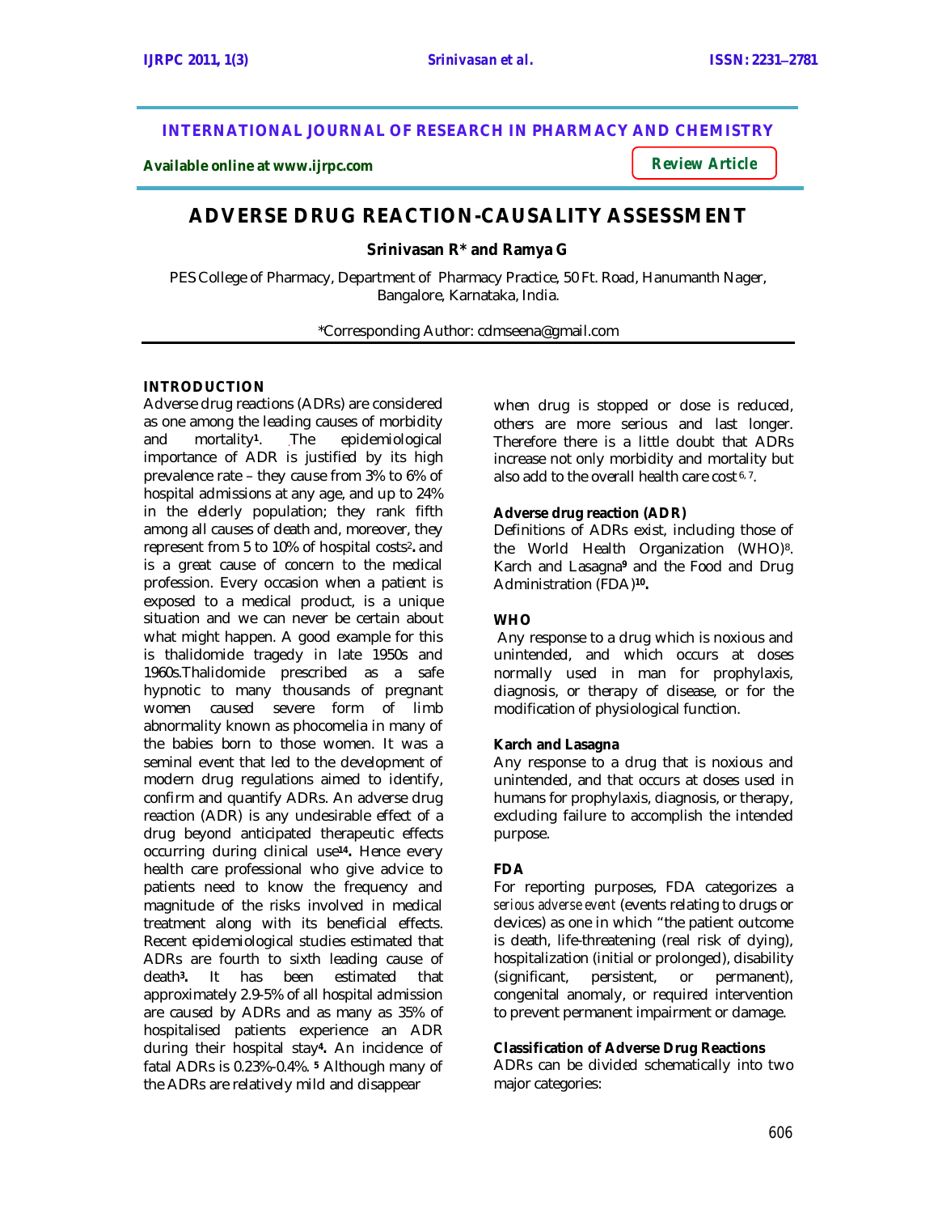INTERNATIONAL JOURNAL OF RESEARCH IN PHARMACY AND CHEMISTRY

Available online at www.ijrpc.com

**Review Article**

# ADVERSE DRUG REACTION-CAUSALITY ASSESSMENT

**Srinivasan R* and Ramya G**

PES College of Pharmacy, Department of Pharmacy Practice, 50 Ft. Road, Hanumanth Nager, Bangalore, Karnataka, India.

*Corresponding Author: cdmseena@gmail.com

## INTRODUCTION

Adverse drug reactions (ADRs) are considered as one among the leading causes of morbidity and mortality[1]. The epidemiological importance of ADR is justified by its high prevalence rate – they cause from 3% to 6% of hospital admissions at any age, and up to 24% in the elderly population; they rank fifth among all causes of death and, moreover, they represent from 5 to 10% of hospital costs[2]. and is a great cause of concern to the medical profession. Every occasion when a patient is exposed to a medical product, is a unique situation and we can never be certain about what might happen. A good example for this is thalidomide tragedy in late 1950s and 1960s.Thalidomide prescribed as a safe hypnotic to many thousands of pregnant women caused severe form of limb abnormality known as phocomelia in many of the babies born to those women. It was a seminal event that led to the development of modern drug regulations aimed to identify, confirm and quantify ADRs. An adverse drug reaction (ADR) is any undesirable effect of a drug beyond anticipated therapeutic effects occurring during clinical use[14]. Hence every health care professional who give advice to patients need to know the frequency and magnitude of the risks involved in medical treatment along with its beneficial effects. Recent epidemiological studies estimated that ADRs are fourth to sixth leading cause of death[3]. It has been estimated that approximately 2.9-5% of all hospital admission are caused by ADRs and as many as 35% of hospitalised patients experience an ADR during their hospital stay[4]. An incidence of fatal ADRs is 0.23%-0.4%. [5] Although many of the ADRs are relatively mild and disappear when drug is stopped or dose is reduced, others are more serious and last longer. Therefore there is a little doubt that ADRs increase not only morbidity and mortality but also add to the overall health care cost [6, 7].

### Adverse drug reaction (ADR)

Definitions of ADRs exist, including those of the World Health Organization (WHO)[8]. Karch and Lasagna[9] and the Food and Drug Administration (FDA)[10].

### WHO

Any response to a drug which is noxious and unintended, and which occurs at doses normally used in man for prophylaxis, diagnosis, or therapy of disease, or for the modification of physiological function.

### Karch and Lasagna

Any response to a drug that is noxious and unintended, and that occurs at doses used in humans for prophylaxis, diagnosis, or therapy, excluding failure to accomplish the intended purpose.

### FDA

For reporting purposes, FDA categorizes a *serious adverse event* (events relating to drugs or devices) as one in which "the patient outcome is death, life-threatening (real risk of dying), hospitalization (initial or prolonged), disability (significant, persistent, or permanent), congenital anomaly, or required intervention to prevent permanent impairment or damage.

### Classification of Adverse Drug Reactions

ADRs can be divided schematically into two major categories: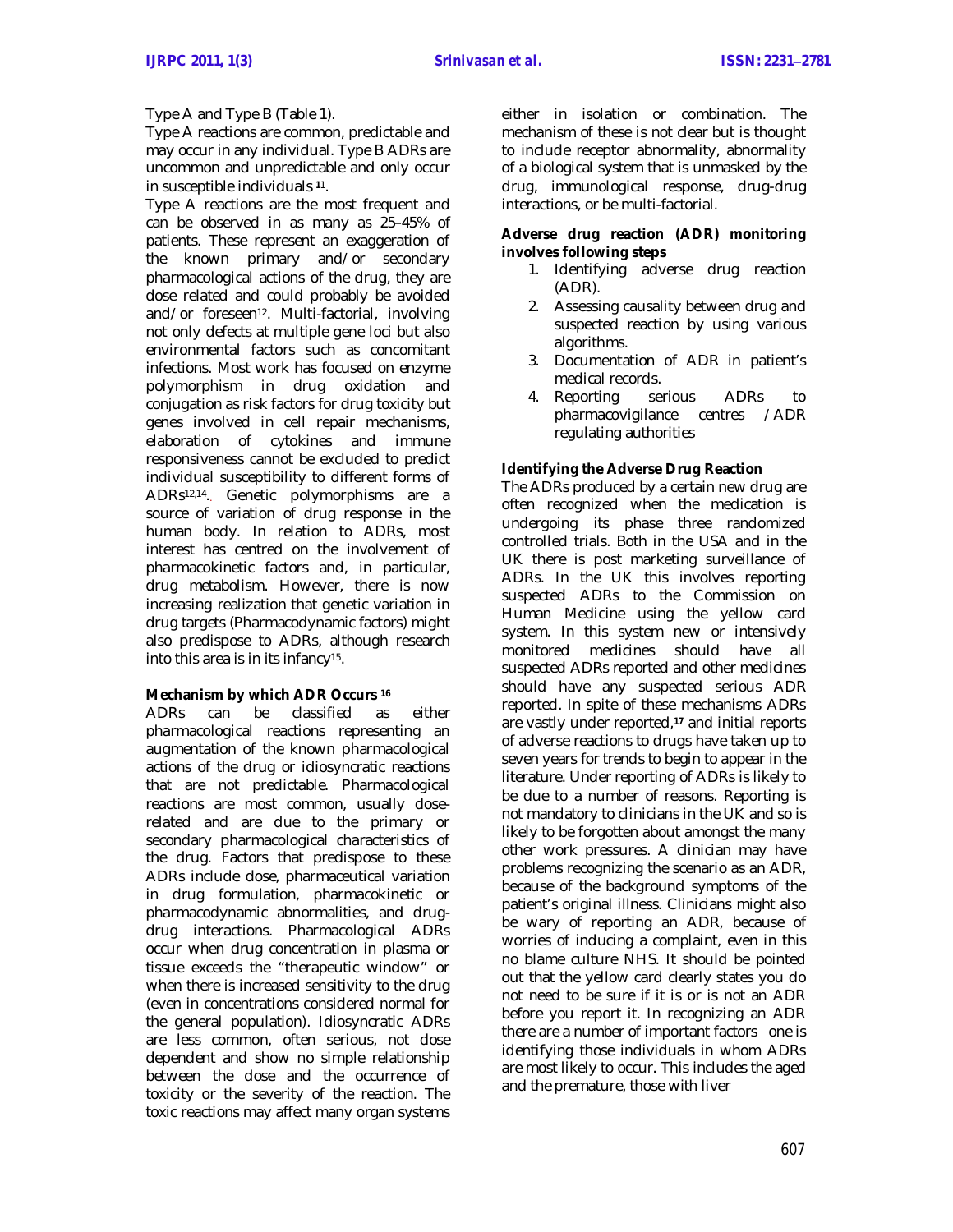Type A and Type B (Table 1).

Type A reactions are common, predictable and may occur in any individual. Type B ADRs are uncommon and unpredictable and only occur in susceptible individuals [11].

Type A reactions are the most frequent and can be observed in as many as 25–45% of patients. These represent an exaggeration of the known primary and/or secondary pharmacological actions of the drug, they are dose related and could probably be avoided and/or foreseen[12]. Multi-factorial, involving not only defects at multiple gene loci but also environmental factors such as concomitant infections. Most work has focused on enzyme polymorphism in drug oxidation and conjugation as risk factors for drug toxicity but genes involved in cell repair mechanisms, elaboration of cytokines and immune responsiveness cannot be excluded to predict individual susceptibility to different forms of ADRs[12,14]. Genetic polymorphisms are a source of variation of drug response in the human body. In relation to ADRs, most interest has centred on the involvement of pharmacokinetic factors and, in particular, drug metabolism. However, there is now increasing realization that genetic variation in drug targets (Pharmacodynamic factors) might also predispose to ADRs, although research into this area is in its infancy[15].

**Mechanism by which ADR Occurs [16]**

ADRs can be classified as either pharmacological reactions representing an augmentation of the known pharmacological actions of the drug or idiosyncratic reactions that are not predictable. Pharmacological reactions are most common, usually dose-related and are due to the primary or secondary pharmacological characteristics of the drug. Factors that predispose to these ADRs include dose, pharmaceutical variation in drug formulation, pharmacokinetic or pharmacodynamic abnormalities, and drug-drug interactions. Pharmacological ADRs occur when drug concentration in plasma or tissue exceeds the "therapeutic window" or when there is increased sensitivity to the drug (even in concentrations considered normal for the general population). Idiosyncratic ADRs are less common, often serious, not dose dependent and show no simple relationship between the dose and the occurrence of toxicity or the severity of the reaction. The toxic reactions may affect many organ systems either in isolation or combination. The mechanism of these is not clear but is thought to include receptor abnormality, abnormality of a biological system that is unmasked by the drug, immunological response, drug-drug interactions, or be multi-factorial.

**Adverse drug reaction (ADR) monitoring involves following steps**

1. Identifying adverse drug reaction (ADR).
2. Assessing causality between drug and suspected reaction by using various algorithms.
3. Documentation of ADR in patient's medical records.
4. Reporting serious ADRs to pharmacovigilance centres /ADR regulating authorities

**Identifying the Adverse Drug Reaction**

The ADRs produced by a certain new drug are often recognized when the medication is undergoing its phase three randomized controlled trials. Both in the USA and in the UK there is post marketing surveillance of ADRs. In the UK this involves reporting suspected ADRs to the Commission on Human Medicine using the yellow card system. In this system new or intensively monitored medicines should have all suspected ADRs reported and other medicines should have any suspected serious ADR reported. In spite of these mechanisms ADRs are vastly under reported,[17] and initial reports of adverse reactions to drugs have taken up to seven years for trends to begin to appear in the literature. Under reporting of ADRs is likely to be due to a number of reasons. Reporting is not mandatory to clinicians in the UK and so is likely to be forgotten about amongst the many other work pressures. A clinician may have problems recognizing the scenario as an ADR, because of the background symptoms of the patient's original illness. Clinicians might also be wary of reporting an ADR, because of worries of inducing a complaint, even in this no blame culture NHS. It should be pointed out that the yellow card clearly states you do not need to be sure if it is or is not an ADR before you report it. In recognizing an ADR there are a number of important factors one is identifying those individuals in whom ADRs are most likely to occur. This includes the aged and the premature, those with liver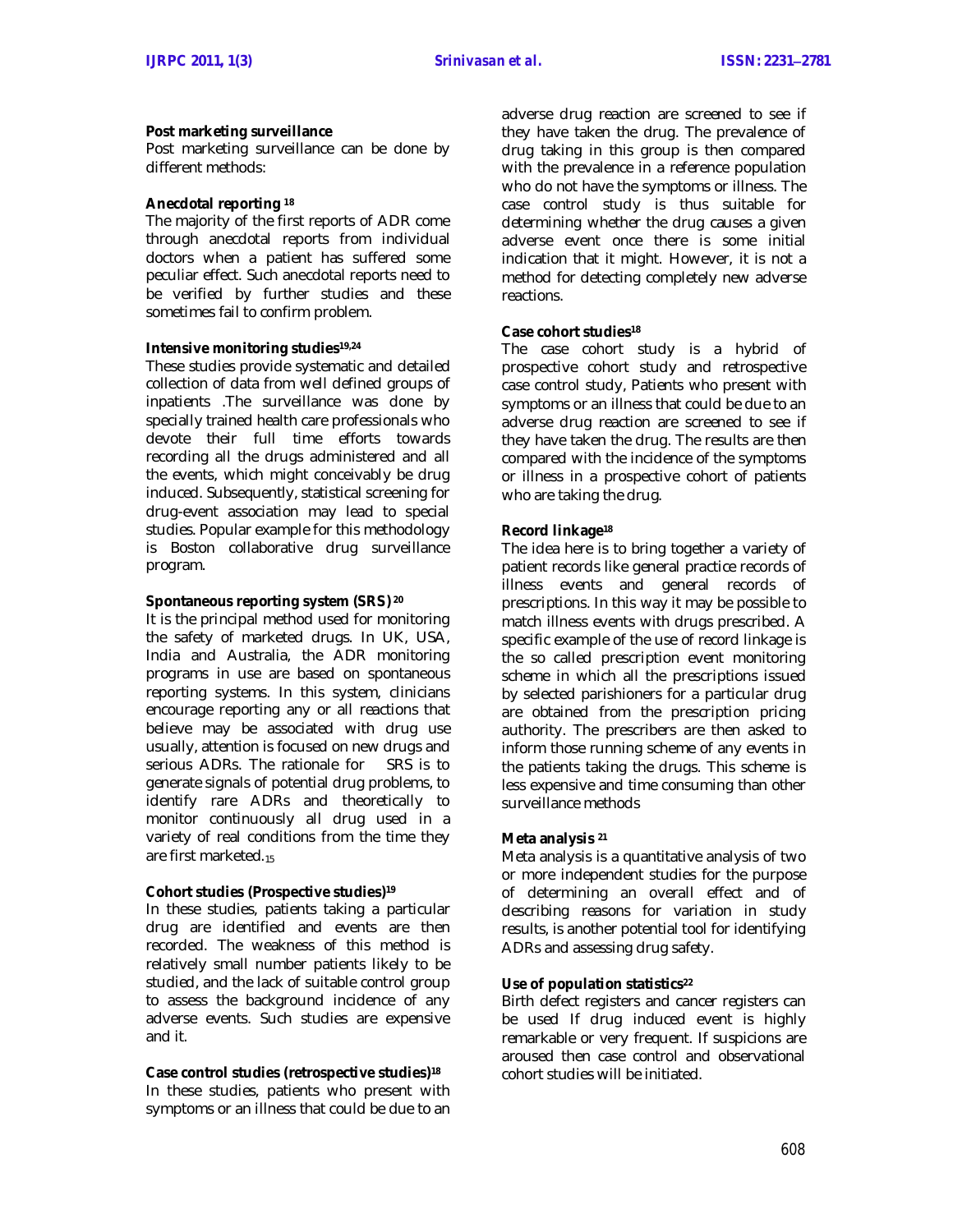### Post marketing surveillance

Post marketing surveillance can be done by different methods:

### Anecdotal reporting [18]

The majority of the first reports of ADR come through anecdotal reports from individual doctors when a patient has suffered some peculiar effect. Such anecdotal reports need to be verified by further studies and these sometimes fail to confirm problem.

### Intensive monitoring studies[19,24]

These studies provide systematic and detailed collection of data from well defined groups of inpatients .The surveillance was done by specially trained health care professionals who devote their full time efforts towards recording all the drugs administered and all the events, which might conceivably be drug induced. Subsequently, statistical screening for drug-event association may lead to special studies. Popular example for this methodology is Boston collaborative drug surveillance program.

### Spontaneous reporting system (SRS) [20]

It is the principal method used for monitoring the safety of marketed drugs. In UK, USA, India and Australia, the ADR monitoring programs in use are based on spontaneous reporting systems. In this system, clinicians encourage reporting any or all reactions that believe may be associated with drug use usually, attention is focused on new drugs and serious ADRs. The rationale for SRS is to generate signals of potential drug problems, to identify rare ADRs and theoretically to monitor continuously all drug used in a variety of real conditions from the time they are first marketed.[15]

### Cohort studies (Prospective studies)[19]

In these studies, patients taking a particular drug are identified and events are then recorded. The weakness of this method is relatively small number patients likely to be studied, and the lack of suitable control group to assess the background incidence of any adverse events. Such studies are expensive and it.

### Case control studies (retrospective studies)[18]

In these studies, patients who present with symptoms or an illness that could be due to an adverse drug reaction are screened to see if they have taken the drug. The prevalence of drug taking in this group is then compared with the prevalence in a reference population who do not have the symptoms or illness. The case control study is thus suitable for determining whether the drug causes a given adverse event once there is some initial indication that it might. However, it is not a method for detecting completely new adverse reactions.

### Case cohort studies[18]

The case cohort study is a hybrid of prospective cohort study and retrospective case control study, Patients who present with symptoms or an illness that could be due to an adverse drug reaction are screened to see if they have taken the drug. The results are then compared with the incidence of the symptoms or illness in a prospective cohort of patients who are taking the drug.

### Record linkage[18]

The idea here is to bring together a variety of patient records like general practice records of illness events and general records of prescriptions. In this way it may be possible to match illness events with drugs prescribed. A specific example of the use of record linkage is the so called prescription event monitoring scheme in which all the prescriptions issued by selected parishioners for a particular drug are obtained from the prescription pricing authority. The prescribers are then asked to inform those running scheme of any events in the patients taking the drugs. This scheme is less expensive and time consuming than other surveillance methods

### Meta analysis [21]

Meta analysis is a quantitative analysis of two or more independent studies for the purpose of determining an overall effect and of describing reasons for variation in study results, is another potential tool for identifying ADRs and assessing drug safety.

### Use of population statistics[22]

Birth defect registers and cancer registers can be used If drug induced event is highly remarkable or very frequent. If suspicions are aroused then case control and observational cohort studies will be initiated.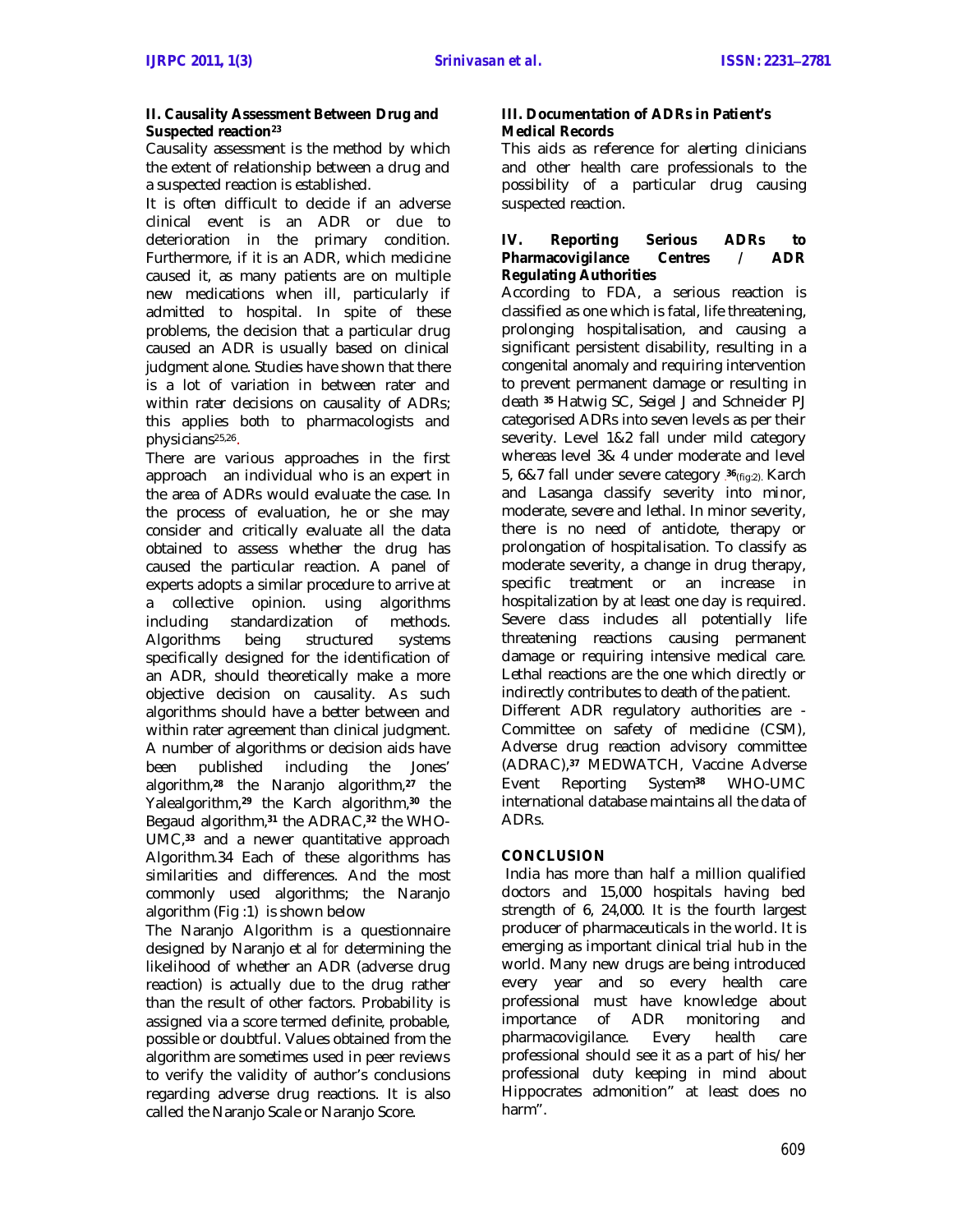### II. Causality Assessment Between Drug and Suspected reaction[23]

Causality assessment is the method by which the extent of relationship between a drug and a suspected reaction is established.

It is often difficult to decide if an adverse clinical event is an ADR or due to deterioration in the primary condition. Furthermore, if it is an ADR, which medicine caused it, as many patients are on multiple new medications when ill, particularly if admitted to hospital. In spite of these problems, the decision that a particular drug caused an ADR is usually based on clinical judgment alone. Studies have shown that there is a lot of variation in between rater and within rater decisions on causality of ADRs; this applies both to pharmacologists and physicians[25,26].

There are various approaches in the first approach an individual who is an expert in the area of ADRs would evaluate the case. In the process of evaluation, he or she may consider and critically evaluate all the data obtained to assess whether the drug has caused the particular reaction. A panel of experts adopts a similar procedure to arrive at a collective opinion. using algorithms including standardization of methods. Algorithms being structured systems specifically designed for the identification of an ADR, should theoretically make a more objective decision on causality. As such algorithms should have a better between and within rater agreement than clinical judgment. A number of algorithms or decision aids have been published including the Jones' algorithm,[28] the Naranjo algorithm,[27] the Yalealgorithm,[29] the Karch algorithm,[30] the Begaud algorithm,[31] the ADRAC,[32] the WHO-UMC,[33] and a newer quantitative approach Algorithm.34 Each of these algorithms has similarities and differences. And the most commonly used algorithms; the Naranjo algorithm (Fig :1) is shown below

The Naranjo Algorithm is a questionnaire designed by Naranjo et al *for* determining the likelihood of whether an ADR (adverse drug reaction) is actually due to the drug rather than the result of other factors. Probability is assigned via a score termed definite, probable, possible or doubtful. Values obtained from the algorithm are sometimes used in peer reviews to verify the validity of author's conclusions regarding adverse drug reactions. It is also called the Naranjo Scale or Naranjo Score.

### III. Documentation of ADRs in Patient's Medical Records

This aids as reference for alerting clinicians and other health care professionals to the possibility of a particular drug causing suspected reaction.

### IV. Reporting Serious ADRs to Pharmacovigilance Centres / ADR Regulating Authorities

According to FDA, a serious reaction is classified as one which is fatal, life threatening, prolonging hospitalisation, and causing a significant persistent disability, resulting in a congenital anomaly and requiring intervention to prevent permanent damage or resulting in death [35] Hatwig SC, Seigel J and Schneider PJ categorised ADRs into seven levels as per their severity. Level 1&2 fall under mild category whereas level 3& 4 under moderate and level 5, 6&7 fall under severe category [36](fig:2). Karch and Lasanga classify severity into minor, moderate, severe and lethal. In minor severity, there is no need of antidote, therapy or prolongation of hospitalisation. To classify as moderate severity, a change in drug therapy, specific treatment or an increase in hospitalization by at least one day is required. Severe class includes all potentially life threatening reactions causing permanent damage or requiring intensive medical care. Lethal reactions are the one which directly or indirectly contributes to death of the patient.

Different ADR regulatory authorities are - Committee on safety of medicine (CSM), Adverse drug reaction advisory committee (ADRAC),[37] MEDWATCH, Vaccine Adverse Event Reporting System[38] WHO-UMC international database maintains all the data of ADRs.

## CONCLUSION

India has more than half a million qualified doctors and 15,000 hospitals having bed strength of 6, 24,000. It is the fourth largest producer of pharmaceuticals in the world. It is emerging as important clinical trial hub in the world. Many new drugs are being introduced every year and so every health care professional must have knowledge about importance of ADR monitoring and pharmacovigilance. Every health care professional should see it as a part of his/her professional duty keeping in mind about Hippocrates admonition" at least does no harm".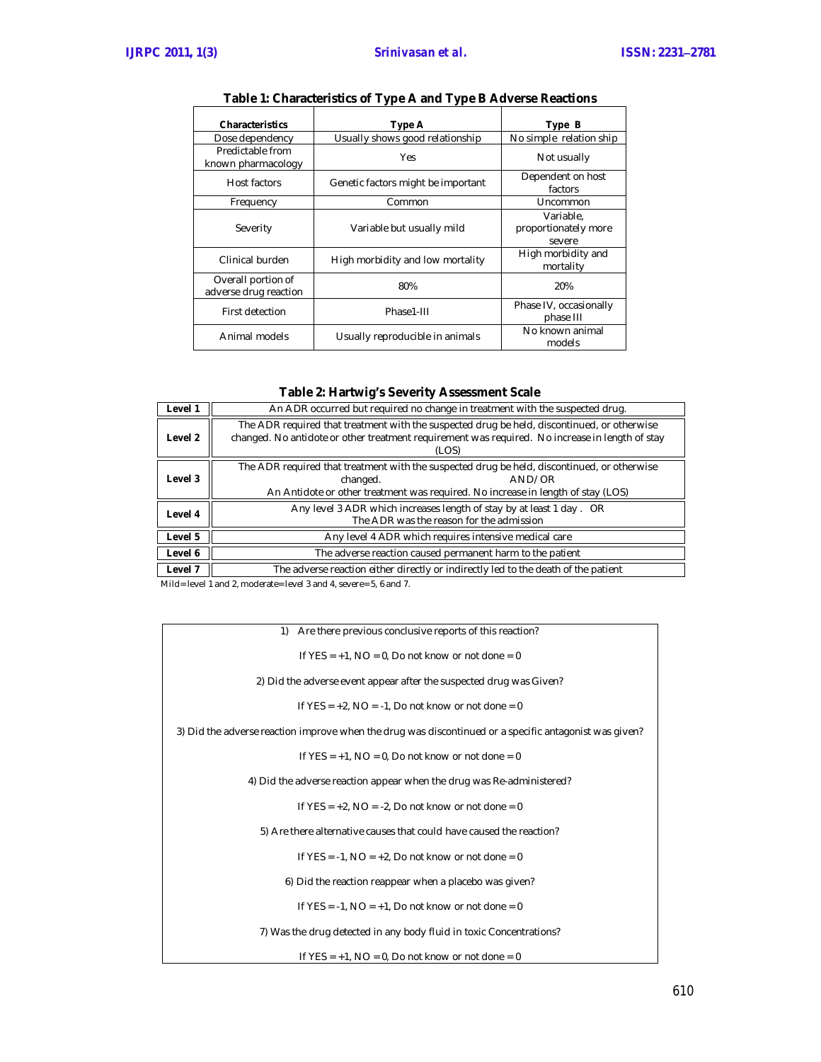**Table 1: Characteristics of Type A and Type B Adverse Reactions**

| Characteristics | Type A | Type B |
|---|---|---|
| Dose dependency | Usually shows good relationship | No simple relation ship |
| Predictable from known pharmacology | Yes | Not usually |
| Host factors | Genetic factors might be important | Dependent on host factors |
| Frequency | Common | Uncommon |
| Severity | Variable but usually mild | Variable, proportionately more severe |
| Clinical burden | High morbidity and low mortality | High morbidity and mortality |
| Overall portion of adverse drug reaction | 80% | 20% |
| First detection | Phase1-III | Phase IV, occasionally phase III |
| Animal models | Usually reproducible in animals | No known animal models |

**Table 2: Hartwig's Severity Assessment Scale**

| Level | Description |
|---|---|
| **Level 1** | An ADR occurred but required no change in treatment with the suspected drug. |
| **Level 2** | The ADR required that treatment with the suspected drug be held, discontinued, or otherwise changed. No antidote or other treatment requirement was required. No increase in length of stay (LOS) |
| **Level 3** | The ADR required that treatment with the suspected drug be held, discontinued, or otherwise changed. AND/OR An Antidote or other treatment was required. No increase in length of stay (LOS) |
| **Level 4** | Any level 3 ADR which increases length of stay by at least 1 day. OR The ADR was the reason for the admission |
| **Level 5** | Any level 4 ADR which requires intensive medical care |
| **Level 6** | The adverse reaction caused permanent harm to the patient |
| **Level 7** | The adverse reaction either directly or indirectly led to the death of the patient |

Mild= level 1 and 2, moderate= level 3 and 4, severe= 5, 6 and 7.

1) Are there previous conclusive reports of this reaction?

If YES = +1, NO = 0, Do not know or not done = 0

2) Did the adverse event appear after the suspected drug was Given?

If YES = +2, NO = -1, Do not know or not done = 0

3) Did the adverse reaction improve when the drug was discontinued or a specific antagonist was given?

If YES = +1, NO = 0, Do not know or not done = 0

4) Did the adverse reaction appear when the drug was Re-administered?

If YES = +2, NO = -2, Do not know or not done = 0

5) Are there alternative causes that could have caused the reaction?

If YES = -1, NO = +2, Do not know or not done = 0

6) Did the reaction reappear when a placebo was given?

If YES = -1, NO = +1, Do not know or not done = 0

7) Was the drug detected in any body fluid in toxic Concentrations?

If YES = +1, NO = 0, Do not know or not done = 0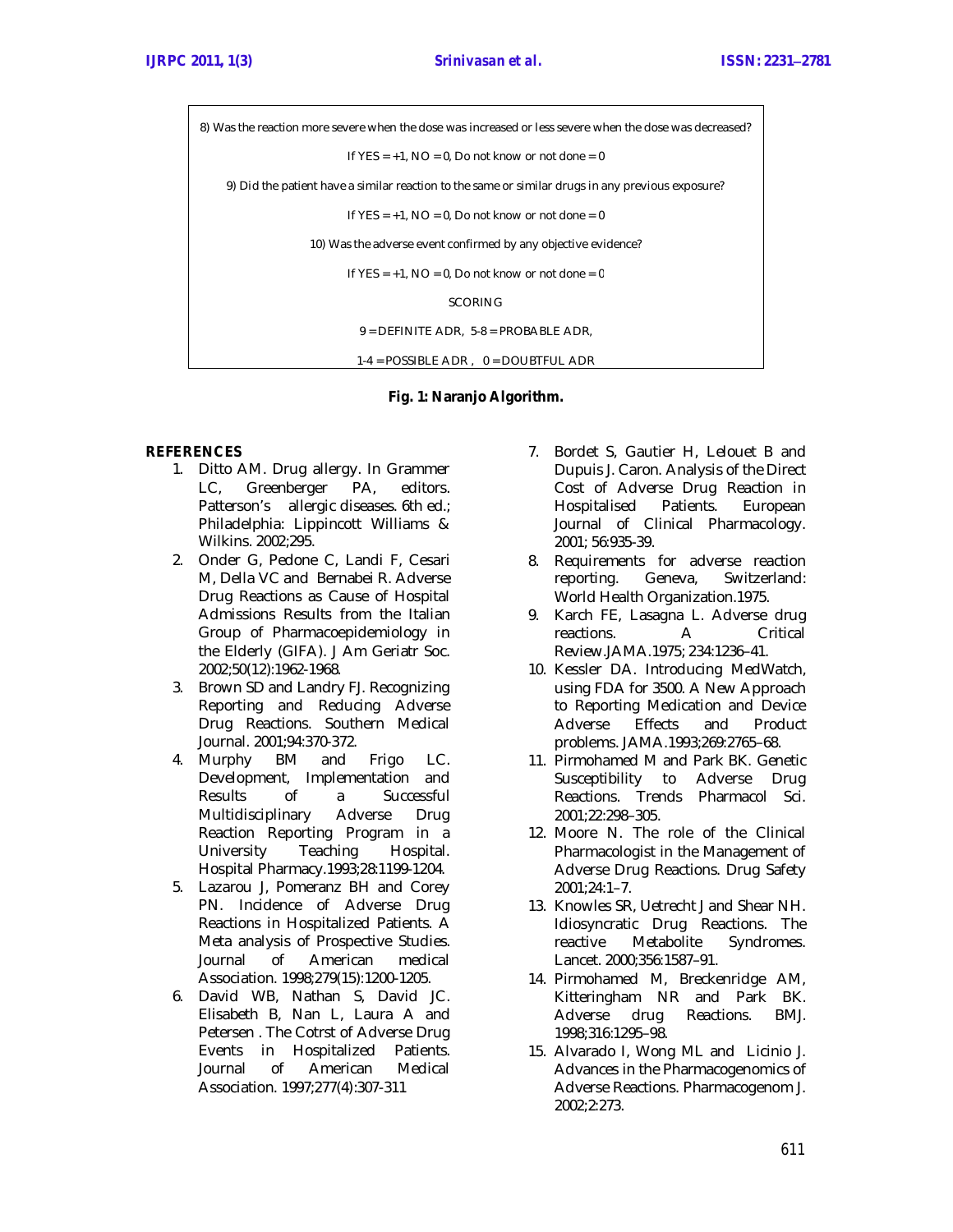8) Was the reaction more severe when the dose was increased or less severe when the dose was decreased?

If YES = +1, NO = 0, Do not know or not done = 0

9) Did the patient have a similar reaction to the same or similar drugs in any previous exposure?

If YES = +1, NO = 0, Do not know or not done = 0

10) Was the adverse event confirmed by any objective evidence?

If YES = +1, NO = 0, Do not know or not done = 0

SCORING

9 = DEFINITE ADR, 5-8 = PROBABLE ADR,

1-4 = POSSIBLE ADR , 0 = DOUBTFUL ADR

**Fig. 1: Naranjo Algorithm.**

## REFERENCES

1. Ditto AM. Drug allergy. In Grammer LC, Greenberger PA, editors. Patterson's allergic diseases. 6th ed.; Philadelphia: Lippincott Williams & Wilkins. 2002;295.
2. Onder G, Pedone C, Landi F, Cesari M, Della VC and Bernabei R. Adverse Drug Reactions as Cause of Hospital Admissions Results from the Italian Group of Pharmacoepidemiology in the Elderly (GIFA). J Am Geriatr Soc. 2002;50(12):1962-1968.
3. Brown SD and Landry FJ. Recognizing Reporting and Reducing Adverse Drug Reactions. Southern Medical Journal. 2001;94:370-372.
4. Murphy BM and Frigo LC. Development, Implementation and Results of a Successful Multidisciplinary Adverse Drug Reaction Reporting Program in a University Teaching Hospital. Hospital Pharmacy.1993;28:1199-1204.
5. Lazarou J, Pomeranz BH and Corey PN. Incidence of Adverse Drug Reactions in Hospitalized Patients. A Meta analysis of Prospective Studies. Journal of American medical Association. 1998;279(15):1200-1205.
6. David WB, Nathan S, David JC. Elisabeth B, Nan L, Laura A and Petersen . The Cotrst of Adverse Drug Events in Hospitalized Patients. Journal of American Medical Association. 1997;277(4):307-311
7. Bordet S, Gautier H, Lelouet B and Dupuis J. Caron. Analysis of the Direct Cost of Adverse Drug Reaction in Hospitalised Patients. European Journal of Clinical Pharmacology. 2001; 56:935-39.
8. Requirements for adverse reaction reporting. Geneva, Switzerland: World Health Organization.1975.
9. Karch FE, Lasagna L. Adverse drug reactions. A Critical Review.JAMA.1975; 234:1236–41.
10. Kessler DA. Introducing MedWatch, using FDA for 3500. A New Approach to Reporting Medication and Device Adverse Effects and Product problems. JAMA.1993;269:2765–68.
11. Pirmohamed M and Park BK. Genetic Susceptibility to Adverse Drug Reactions. Trends Pharmacol Sci. 2001;22:298–305.
12. Moore N. The role of the Clinical Pharmacologist in the Management of Adverse Drug Reactions. Drug Safety 2001;24:1–7.
13. Knowles SR, Uetrecht J and Shear NH. Idiosyncratic Drug Reactions. The reactive Metabolite Syndromes. Lancet. 2000;356:1587–91.
14. Pirmohamed M, Breckenridge AM, Kitteringham NR and Park BK. Adverse drug Reactions. BMJ. 1998;316:1295–98.
15. Alvarado I, Wong ML and Licinio J. Advances in the Pharmacogenomics of Adverse Reactions. Pharmacogenom J. 2002;2:273.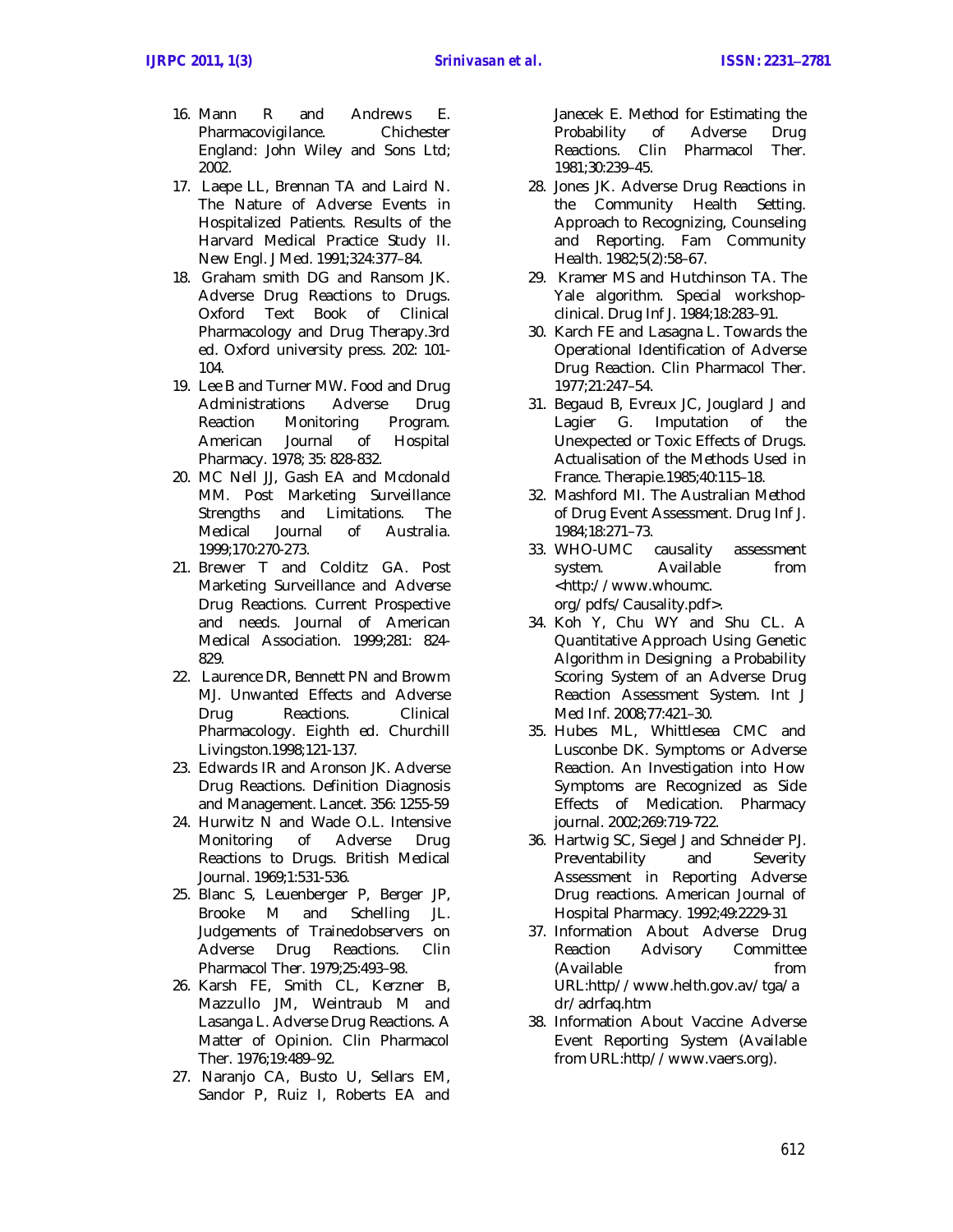16. Mann R and Andrews E. Pharmacovigilance. Chichester England: John Wiley and Sons Ltd; 2002.
17. Laepe LL, Brennan TA and Laird N. The Nature of Adverse Events in Hospitalized Patients. Results of the Harvard Medical Practice Study II. New Engl. J Med. 1991;324:377–84.
18. Graham smith DG and Ransom JK. Adverse Drug Reactions to Drugs. Oxford Text Book of Clinical Pharmacology and Drug Therapy.3rd ed. Oxford university press. 202: 101-104.
19. Lee B and Turner MW. Food and Drug Administrations Adverse Drug Reaction Monitoring Program. American Journal of Hospital Pharmacy. 1978; 35: 828-832.
20. MC Nell JJ, Gash EA and Mcdonald MM. Post Marketing Surveillance Strengths and Limitations. The Medical Journal of Australia. 1999;170:270-273.
21. Brewer T and Colditz GA. Post Marketing Surveillance and Adverse Drug Reactions. Current Prospective and needs. Journal of American Medical Association. 1999;281: 824-829.
22. Laurence DR, Bennett PN and Browm MJ. Unwanted Effects and Adverse Drug Reactions. Clinical Pharmacology. Eighth ed. Churchill Livingston.1998;121-137.
23. Edwards IR and Aronson JK. Adverse Drug Reactions. Definition Diagnosis and Management. Lancet. 356: 1255-59
24. Hurwitz N and Wade O.L. Intensive Monitoring of Adverse Drug Reactions to Drugs. British Medical Journal. 1969;1:531-536.
25. Blanc S, Leuenberger P, Berger JP, Brooke M and Schelling JL. Judgements of Trainedobservers on Adverse Drug Reactions. Clin Pharmacol Ther. 1979;25:493–98.
26. Karsh FE, Smith CL, Kerzner B, Mazzullo JM, Weintraub M and Lasanga L. Adverse Drug Reactions. A Matter of Opinion. Clin Pharmacol Ther. 1976;19:489–92.
27. Naranjo CA, Busto U, Sellars EM, Sandor P, Ruiz I, Roberts EA and Janecek E. Method for Estimating the Probability of Adverse Drug Reactions. Clin Pharmacol Ther. 1981;30:239–45.
28. Jones JK. Adverse Drug Reactions in the Community Health Setting. Approach to Recognizing, Counseling and Reporting. Fam Community Health. 1982;5(2):58–67.
29. Kramer MS and Hutchinson TA. The Yale algorithm. Special workshop-clinical. Drug Inf J. 1984;18:283–91.
30. Karch FE and Lasagna L. Towards the Operational Identification of Adverse Drug Reaction. Clin Pharmacol Ther. 1977;21:247–54.
31. Begaud B, Evreux JC, Jouglard J and Lagier G. Imputation of the Unexpected or Toxic Effects of Drugs. Actualisation of the Methods Used in France. Therapie.1985;40:115–18.
32. Mashford MI. The Australian Method of Drug Event Assessment. Drug Inf J. 1984;18:271–73.
33. WHO-UMC causality assessment system. Available from <http://www.whoumc.org/pdfs/Causality.pdf>.
34. Koh Y, Chu WY and Shu CL. A Quantitative Approach Using Genetic Algorithm in Designing a Probability Scoring System of an Adverse Drug Reaction Assessment System. Int J Med Inf. 2008;77:421–30.
35. Hubes ML, Whittlesea CMC and Lusconbe DK. Symptoms or Adverse Reaction. An Investigation into How Symptoms are Recognized as Side Effects of Medication. Pharmacy journal. 2002;269:719-722.
36. Hartwig SC, Siegel J and Schneider PJ. Preventability and Severity Assessment in Reporting Adverse Drug reactions. American Journal of Hospital Pharmacy. 1992;49:2229-31
37. Information About Adverse Drug Reaction Advisory Committee (Available from URL:http//www.helth.gov.av/tga/adr/adrfaq.htm
38. Information About Vaccine Adverse Event Reporting System (Available from URL:http//www.vaers.org).